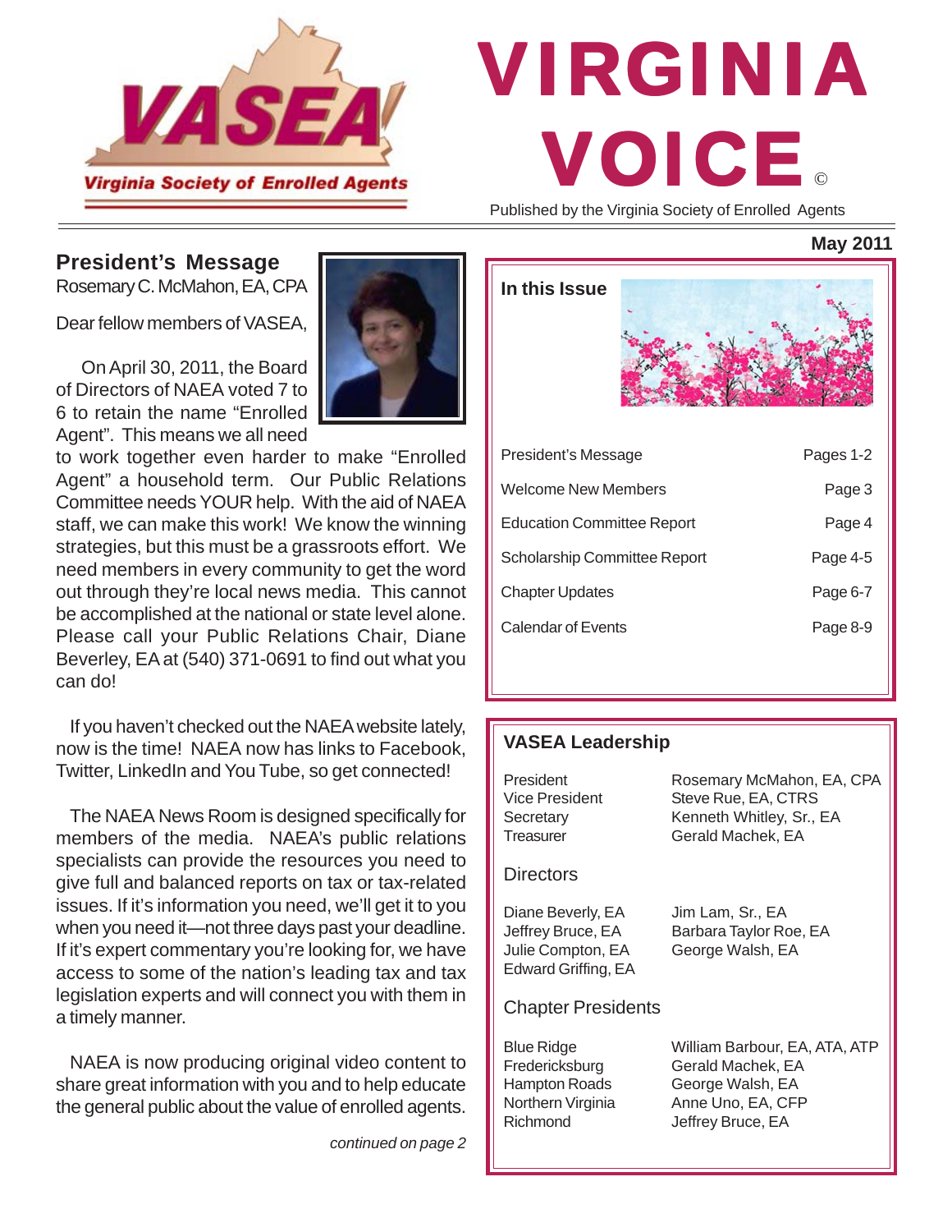# VIRGINIA VOICE ©

Virginia Society of Enrolled Agents

Published by the Virginia Society of Enrolled Agents

**May 2011**

## President's Message

Rosemary C. McMahon, EA, CPA

Dear fellow members of VASEA,

On April 30, 2011, the Board of Directors of NAEA voted 7 to 6 to retain the name "Enrolled Agent". This means we all need to work together even harder to make "Enrolled Agent" a household term. Our Public Relations Committee needs YOUR help. With the aid of NAEA staff, we can make this work! We know the winning strategies, but this must be a grassroots effort. We need members in every community to get the word out through they're local news media. This cannot be accomplished at the national or state level alone. Please call your Public Relations Chair, Diane Beverley, EA at (540) 371-0691 to find out what you can do!

If you haven't checked out the NAEA website lately, now is the time! NAEA now has links to Facebook, Twitter, LinkedIn and You Tube, so get connected!

The NAEA News Room is designed specifically for members of the media. NAEA's public relations specialists can provide the resources you need to give full and balanced reports on tax or tax-related issues. If it's information you need, we'll get it to you when you need it—not three days past your deadline. If it's expert commentary you're looking for, we have access to some of the nation's leading tax and tax legislation experts and will connect you with them in a timely manner.

NAEA is now producing original video content to share great information with you and to help educate the general public about the value of enrolled agents.

*continued on page 2*

## In this Issue

| | |
|---|---|
| President's Message | Pages 1-2 |
| Welcome New Members | Page 3 |
| Education Committee Report | Page 4 |
| Scholarship Committee Report | Page 4-5 |
| Chapter Updates | Page 6-7 |
| Calendar of Events | Page 8-9 |

## VASEA Leadership

| | |
|---|---|
| President | Rosemary McMahon, EA, CPA |
| Vice President | Steve Rue, EA, CTRS |
| Secretary | Kenneth Whitley, Sr., EA |
| Treasurer | Gerald Machek, EA |

### Directors

Diane Beverly, EA
Jeffrey Bruce, EA
Julie Compton, EA
Edward Griffing, EA
Jim Lam, Sr., EA
Barbara Taylor Roe, EA
George Walsh, EA

### Chapter Presidents

| | |
|---|---|
| Blue Ridge | William Barbour, EA, ATA, ATP |
| Fredericksburg | Gerald Machek, EA |
| Hampton Roads | George Walsh, EA |
| Northern Virginia | Anne Uno, EA, CFP |
| Richmond | Jeffrey Bruce, EA |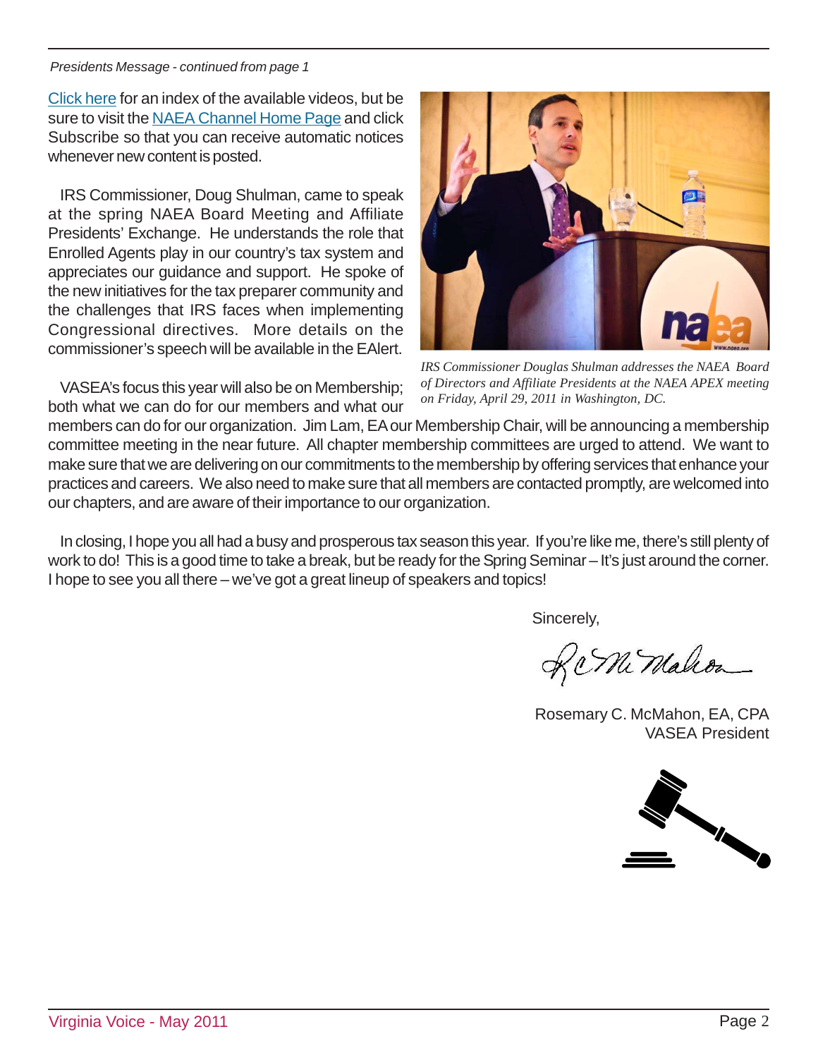*Presidents Message - continued from page 1*

Click here for an index of the available videos, but be sure to visit the NAEA Channel Home Page and click Subscribe so that you can receive automatic notices whenever new content is posted.

IRS Commissioner, Doug Shulman, came to speak at the spring NAEA Board Meeting and Affiliate Presidents' Exchange. He understands the role that Enrolled Agents play in our country's tax system and appreciates our guidance and support. He spoke of the new initiatives for the tax preparer community and the challenges that IRS faces when implementing Congressional directives. More details on the commissioner's speech will be available in the EAlert.

*IRS Commissioner Douglas Shulman addresses the NAEA Board of Directors and Affiliate Presidents at the NAEA APEX meeting on Friday, April 29, 2011 in Washington, DC.*

VASEA's focus this year will also be on Membership; both what we can do for our members and what our members can do for our organization. Jim Lam, EA our Membership Chair, will be announcing a membership committee meeting in the near future. All chapter membership committees are urged to attend. We want to make sure that we are delivering on our commitments to the membership by offering services that enhance your practices and careers. We also need to make sure that all members are contacted promptly, are welcomed into our chapters, and are aware of their importance to our organization.

In closing, I hope you all had a busy and prosperous tax season this year. If you're like me, there's still plenty of work to do! This is a good time to take a break, but be ready for the Spring Seminar – It's just around the corner. I hope to see you all there – we've got a great lineup of speakers and topics!

Sincerely,

Rosemary C. McMahon, EA, CPA
VASEA President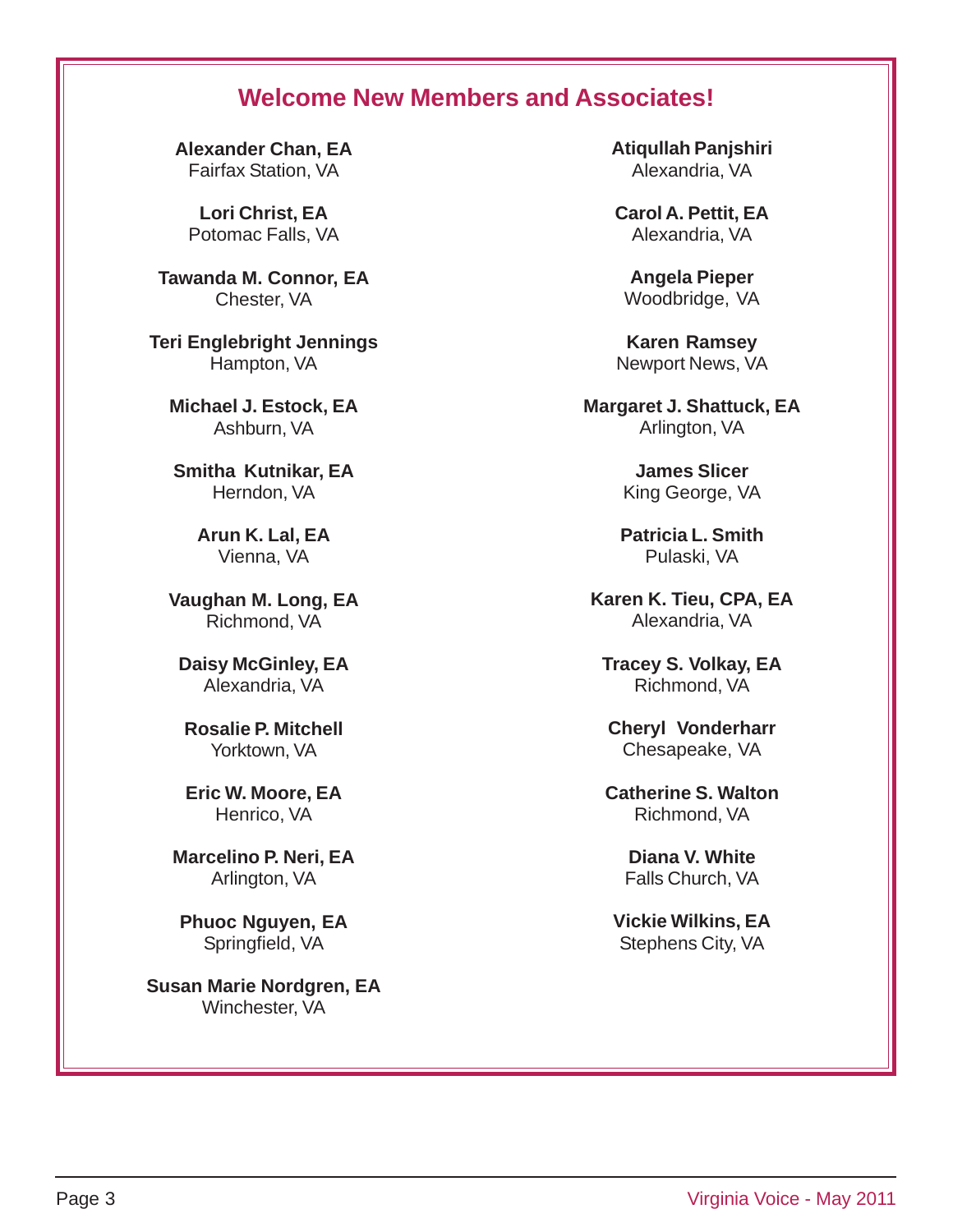## Welcome New Members and Associates!

**Alexander Chan, EA**
Fairfax Station, VA

**Lori Christ, EA**
Potomac Falls, VA

**Tawanda M. Connor, EA**
Chester, VA

**Teri Englebright Jennings**
Hampton, VA

**Michael J. Estock, EA**
Ashburn, VA

**Smitha Kutnikar, EA**
Herndon, VA

**Arun K. Lal, EA**
Vienna, VA

**Vaughan M. Long, EA**
Richmond, VA

**Daisy McGinley, EA**
Alexandria, VA

**Rosalie P. Mitchell**
Yorktown, VA

**Eric W. Moore, EA**
Henrico, VA

**Marcelino P. Neri, EA**
Arlington, VA

**Phuoc Nguyen, EA**
Springfield, VA

**Susan Marie Nordgren, EA**
Winchester, VA

**Atiqullah Panjshiri**
Alexandria, VA

**Carol A. Pettit, EA**
Alexandria, VA

**Angela Pieper**
Woodbridge, VA

**Karen Ramsey**
Newport News, VA

**Margaret J. Shattuck, EA**
Arlington, VA

**James Slicer**
King George, VA

**Patricia L. Smith**
Pulaski, VA

**Karen K. Tieu, CPA, EA**
Alexandria, VA

**Tracey S. Volkay, EA**
Richmond, VA

**Cheryl Vonderharr**
Chesapeake, VA

**Catherine S. Walton**
Richmond, VA

**Diana V. White**
Falls Church, VA

**Vickie Wilkins, EA**
Stephens City, VA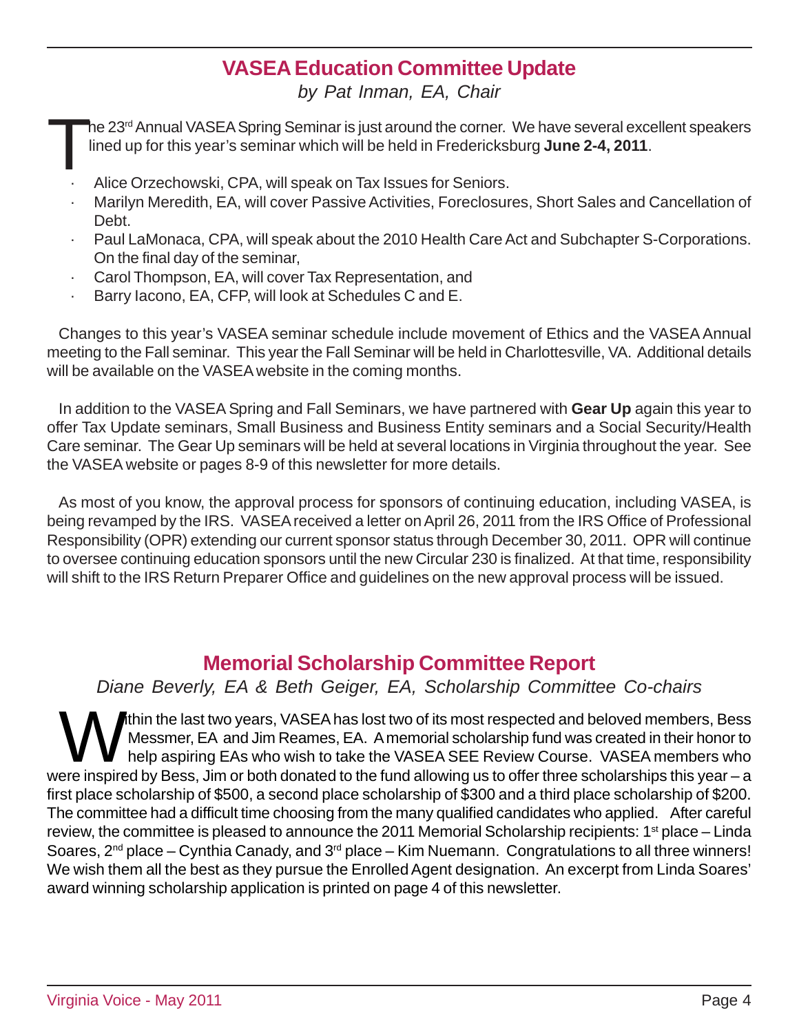## VASEA Education Committee Update

*by Pat Inman, EA, Chair*

The 23rd Annual VASEA Spring Seminar is just around the corner. We have several excellent speakers lined up for this year's seminar which will be held in Fredericksburg **June 2-4, 2011**.

- Alice Orzechowski, CPA, will speak on Tax Issues for Seniors.
- Marilyn Meredith, EA, will cover Passive Activities, Foreclosures, Short Sales and Cancellation of Debt.
- Paul LaMonaca, CPA, will speak about the 2010 Health Care Act and Subchapter S-Corporations. On the final day of the seminar,
- Carol Thompson, EA, will cover Tax Representation, and
- Barry Iacono, EA, CFP, will look at Schedules C and E.

Changes to this year's VASEA seminar schedule include movement of Ethics and the VASEA Annual meeting to the Fall seminar. This year the Fall Seminar will be held in Charlottesville, VA. Additional details will be available on the VASEA website in the coming months.

In addition to the VASEA Spring and Fall Seminars, we have partnered with **Gear Up** again this year to offer Tax Update seminars, Small Business and Business Entity seminars and a Social Security/Health Care seminar. The Gear Up seminars will be held at several locations in Virginia throughout the year. See the VASEA website or pages 8-9 of this newsletter for more details.

As most of you know, the approval process for sponsors of continuing education, including VASEA, is being revamped by the IRS. VASEA received a letter on April 26, 2011 from the IRS Office of Professional Responsibility (OPR) extending our current sponsor status through December 30, 2011. OPR will continue to oversee continuing education sponsors until the new Circular 230 is finalized. At that time, responsibility will shift to the IRS Return Preparer Office and guidelines on the new approval process will be issued.

## Memorial Scholarship Committee Report

*Diane Beverly, EA & Beth Geiger, EA, Scholarship Committee Co-chairs*

Within the last two years, VASEA has lost two of its most respected and beloved members, Bess Messmer, EA and Jim Reames, EA. A memorial scholarship fund was created in their honor to help aspiring EAs who wish to take the VASEA SEE Review Course. VASEA members who were inspired by Bess, Jim or both donated to the fund allowing us to offer three scholarships this year – a first place scholarship of $500, a second place scholarship of $300 and a third place scholarship of $200. The committee had a difficult time choosing from the many qualified candidates who applied. After careful review, the committee is pleased to announce the 2011 Memorial Scholarship recipients: 1st place – Linda Soares, 2nd place – Cynthia Canady, and 3rd place – Kim Nuemann. Congratulations to all three winners! We wish them all the best as they pursue the Enrolled Agent designation. An excerpt from Linda Soares' award winning scholarship application is printed on page 4 of this newsletter.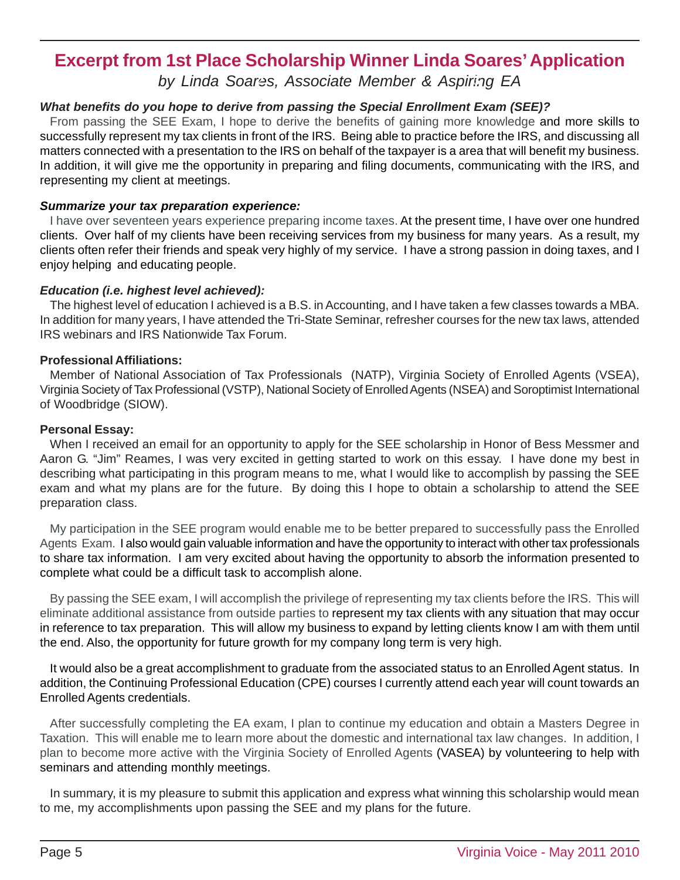# Excerpt from 1st Place Scholarship Winner Linda Soares' Application

*by Linda Soares, Associate Member & Aspiring EA*

***What benefits do you hope to derive from passing the Special Enrollment Exam (SEE)?***

From passing the SEE Exam, I hope to derive the benefits of gaining more knowledge and more skills to successfully represent my tax clients in front of the IRS. Being able to practice before the IRS, and discussing all matters connected with a presentation to the IRS on behalf of the taxpayer is a area that will benefit my business. In addition, it will give me the opportunity in preparing and filing documents, communicating with the IRS, and representing my client at meetings.

***Summarize your tax preparation experience:***

I have over seventeen years experience preparing income taxes. At the present time, I have over one hundred clients. Over half of my clients have been receiving services from my business for many years. As a result, my clients often refer their friends and speak very highly of my service. I have a strong passion in doing taxes, and I enjoy helping and educating people.

***Education (i.e. highest level achieved):***

The highest level of education I achieved is a B.S. in Accounting, and I have taken a few classes towards a MBA. In addition for many years, I have attended the Tri-State Seminar, refresher courses for the new tax laws, attended IRS webinars and IRS Nationwide Tax Forum.

**Professional Affiliations:**

Member of National Association of Tax Professionals (NATP), Virginia Society of Enrolled Agents (VSEA), Virginia Society of Tax Professional (VSTP), National Society of Enrolled Agents (NSEA) and Soroptimist International of Woodbridge (SIOW).

**Personal Essay:**

When I received an email for an opportunity to apply for the SEE scholarship in Honor of Bess Messmer and Aaron G. "Jim" Reames, I was very excited in getting started to work on this essay. I have done my best in describing what participating in this program means to me, what I would like to accomplish by passing the SEE exam and what my plans are for the future. By doing this I hope to obtain a scholarship to attend the SEE preparation class.

My participation in the SEE program would enable me to be better prepared to successfully pass the Enrolled Agents Exam. I also would gain valuable information and have the opportunity to interact with other tax professionals to share tax information. I am very excited about having the opportunity to absorb the information presented to complete what could be a difficult task to accomplish alone.

By passing the SEE exam, I will accomplish the privilege of representing my tax clients before the IRS. This will eliminate additional assistance from outside parties to represent my tax clients with any situation that may occur in reference to tax preparation. This will allow my business to expand by letting clients know I am with them until the end. Also, the opportunity for future growth for my company long term is very high.

It would also be a great accomplishment to graduate from the associated status to an Enrolled Agent status. In addition, the Continuing Professional Education (CPE) courses I currently attend each year will count towards an Enrolled Agents credentials.

After successfully completing the EA exam, I plan to continue my education and obtain a Masters Degree in Taxation. This will enable me to learn more about the domestic and international tax law changes. In addition, I plan to become more active with the Virginia Society of Enrolled Agents (VASEA) by volunteering to help with seminars and attending monthly meetings.

In summary, it is my pleasure to submit this application and express what winning this scholarship would mean to me, my accomplishments upon passing the SEE and my plans for the future.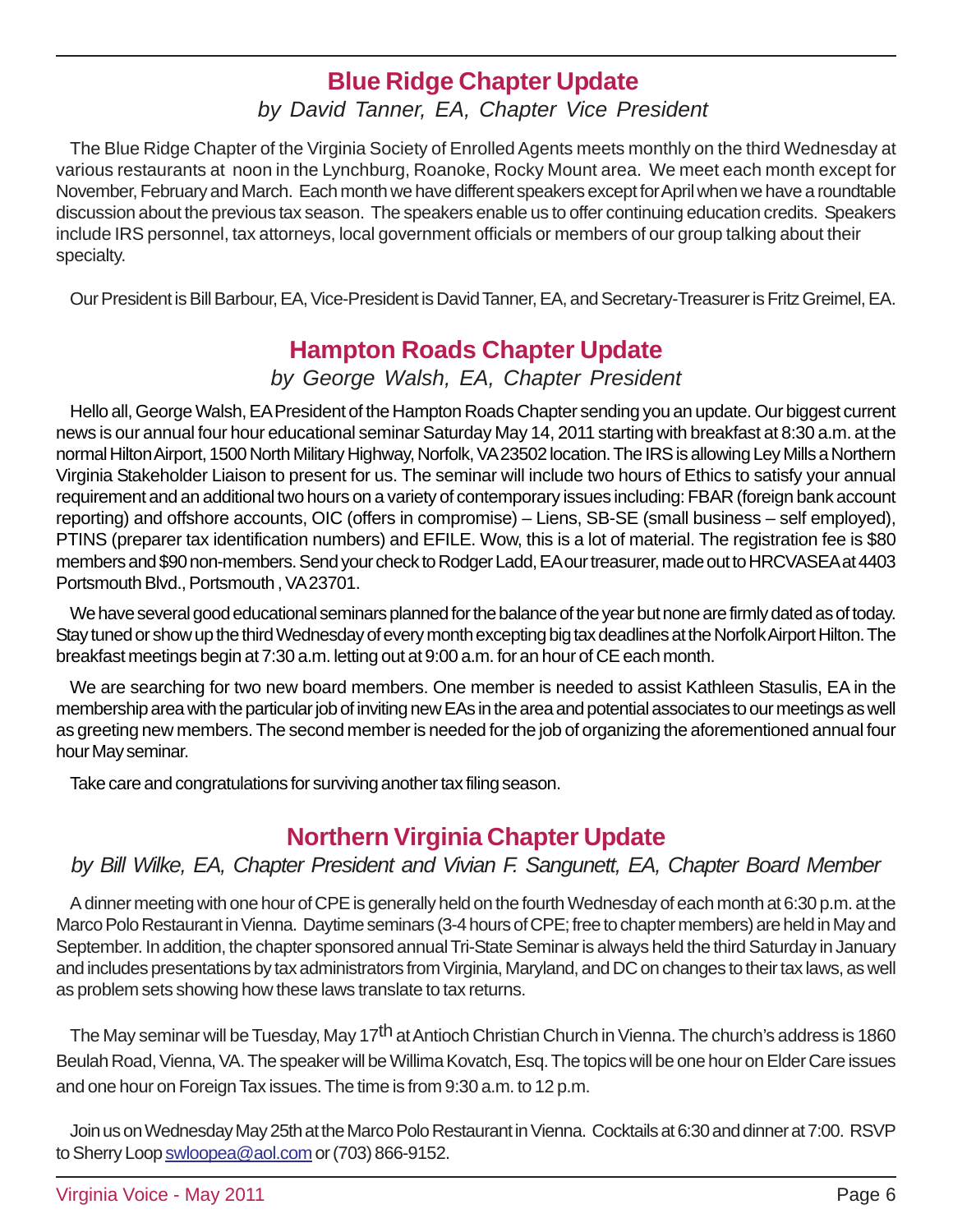## Blue Ridge Chapter Update

*by David Tanner, EA, Chapter Vice President*

The Blue Ridge Chapter of the Virginia Society of Enrolled Agents meets monthly on the third Wednesday at various restaurants at noon in the Lynchburg, Roanoke, Rocky Mount area. We meet each month except for November, February and March. Each month we have different speakers except for April when we have a roundtable discussion about the previous tax season. The speakers enable us to offer continuing education credits. Speakers include IRS personnel, tax attorneys, local government officials or members of our group talking about their specialty.

Our President is Bill Barbour, EA, Vice-President is David Tanner, EA, and Secretary-Treasurer is Fritz Greimel, EA.

## Hampton Roads Chapter Update

*by George Walsh, EA, Chapter President*

Hello all, George Walsh, EA President of the Hampton Roads Chapter sending you an update. Our biggest current news is our annual four hour educational seminar Saturday May 14, 2011 starting with breakfast at 8:30 a.m. at the normal Hilton Airport, 1500 North Military Highway, Norfolk, VA 23502 location. The IRS is allowing Ley Mills a Northern Virginia Stakeholder Liaison to present for us. The seminar will include two hours of Ethics to satisfy your annual requirement and an additional two hours on a variety of contemporary issues including: FBAR (foreign bank account reporting) and offshore accounts, OIC (offers in compromise) – Liens, SB-SE (small business – self employed), PTINS (preparer tax identification numbers) and EFILE. Wow, this is a lot of material. The registration fee is $80 members and $90 non-members. Send your check to Rodger Ladd, EA our treasurer, made out to HRCVASEA at 4403 Portsmouth Blvd., Portsmouth , VA 23701.

We have several good educational seminars planned for the balance of the year but none are firmly dated as of today. Stay tuned or show up the third Wednesday of every month excepting big tax deadlines at the Norfolk Airport Hilton. The breakfast meetings begin at 7:30 a.m. letting out at 9:00 a.m. for an hour of CE each month.

We are searching for two new board members. One member is needed to assist Kathleen Stasulis, EA in the membership area with the particular job of inviting new EAs in the area and potential associates to our meetings as well as greeting new members. The second member is needed for the job of organizing the aforementioned annual four hour May seminar.

Take care and congratulations for surviving another tax filing season.

## Northern Virginia Chapter Update

*by Bill Wilke, EA, Chapter President and Vivian F. Sangunett, EA, Chapter Board Member*

A dinner meeting with one hour of CPE is generally held on the fourth Wednesday of each month at 6:30 p.m. at the Marco Polo Restaurant in Vienna. Daytime seminars (3-4 hours of CPE; free to chapter members) are held in May and September. In addition, the chapter sponsored annual Tri-State Seminar is always held the third Saturday in January and includes presentations by tax administrators from Virginia, Maryland, and DC on changes to their tax laws, as well as problem sets showing how these laws translate to tax returns.

The May seminar will be Tuesday, May 17th at Antioch Christian Church in Vienna. The church's address is 1860 Beulah Road, Vienna, VA. The speaker will be Willima Kovatch, Esq. The topics will be one hour on Elder Care issues and one hour on Foreign Tax issues. The time is from 9:30 a.m. to 12 p.m.

Join us on Wednesday May 25th at the Marco Polo Restaurant in Vienna. Cocktails at 6:30 and dinner at 7:00. RSVP to Sherry Loop swloopea@aol.com or (703) 866-9152.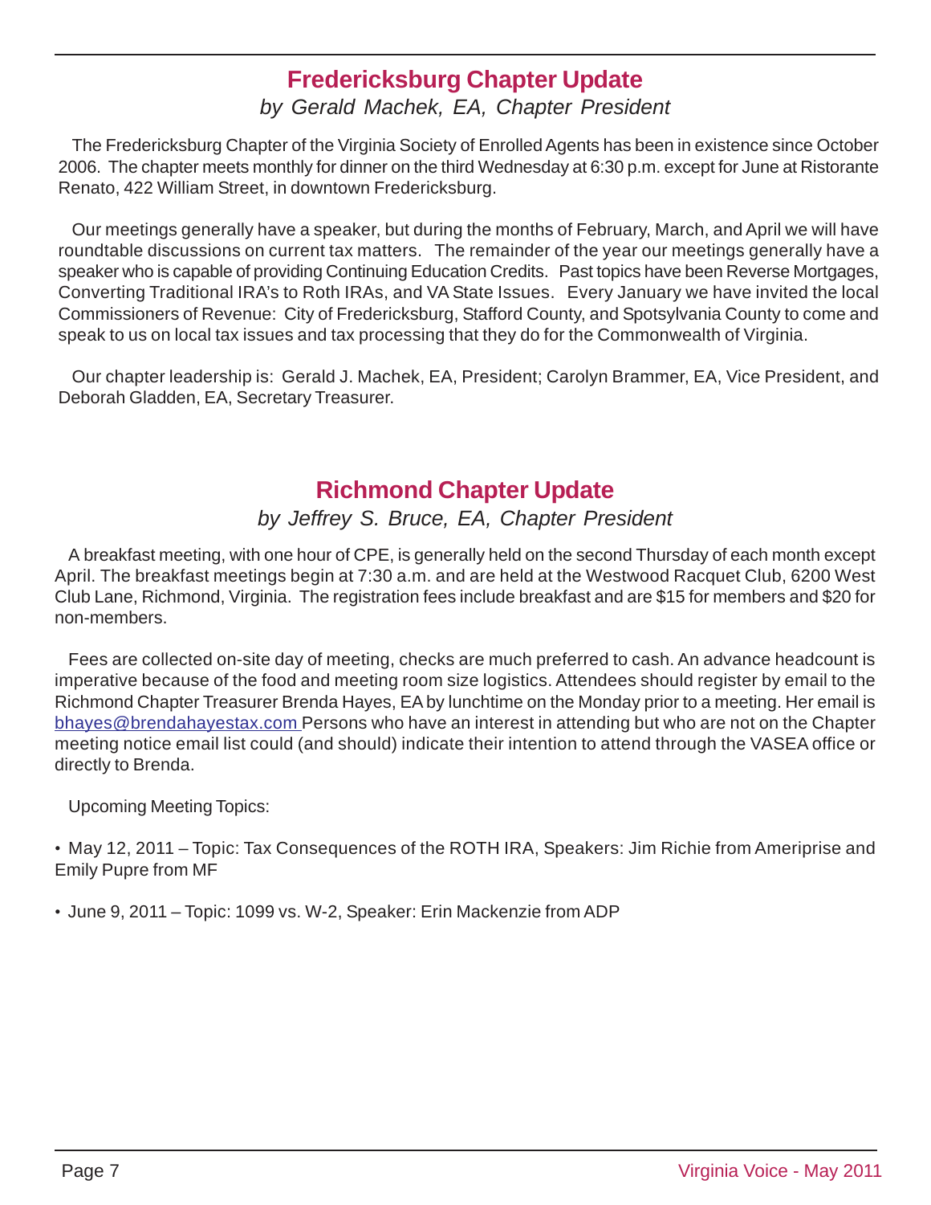## Fredericksburg Chapter Update

*by Gerald Machek, EA, Chapter President*

The Fredericksburg Chapter of the Virginia Society of Enrolled Agents has been in existence since October 2006. The chapter meets monthly for dinner on the third Wednesday at 6:30 p.m. except for June at Ristorante Renato, 422 William Street, in downtown Fredericksburg.

Our meetings generally have a speaker, but during the months of February, March, and April we will have roundtable discussions on current tax matters. The remainder of the year our meetings generally have a speaker who is capable of providing Continuing Education Credits. Past topics have been Reverse Mortgages, Converting Traditional IRA's to Roth IRAs, and VA State Issues. Every January we have invited the local Commissioners of Revenue: City of Fredericksburg, Stafford County, and Spotsylvania County to come and speak to us on local tax issues and tax processing that they do for the Commonwealth of Virginia.

Our chapter leadership is: Gerald J. Machek, EA, President; Carolyn Brammer, EA, Vice President, and Deborah Gladden, EA, Secretary Treasurer.

## Richmond Chapter Update

*by Jeffrey S. Bruce, EA, Chapter President*

A breakfast meeting, with one hour of CPE, is generally held on the second Thursday of each month except April. The breakfast meetings begin at 7:30 a.m. and are held at the Westwood Racquet Club, 6200 West Club Lane, Richmond, Virginia. The registration fees include breakfast and are $15 for members and $20 for non-members.

Fees are collected on-site day of meeting, checks are much preferred to cash. An advance headcount is imperative because of the food and meeting room size logistics. Attendees should register by email to the Richmond Chapter Treasurer Brenda Hayes, EA by lunchtime on the Monday prior to a meeting. Her email is bhayes@brendahayestax.com Persons who have an interest in attending but who are not on the Chapter meeting notice email list could (and should) indicate their intention to attend through the VASEA office or directly to Brenda.

Upcoming Meeting Topics:

- May 12, 2011 – Topic: Tax Consequences of the ROTH IRA, Speakers: Jim Richie from Ameriprise and Emily Pupre from MF
- June 9, 2011 – Topic: 1099 vs. W-2, Speaker: Erin Mackenzie from ADP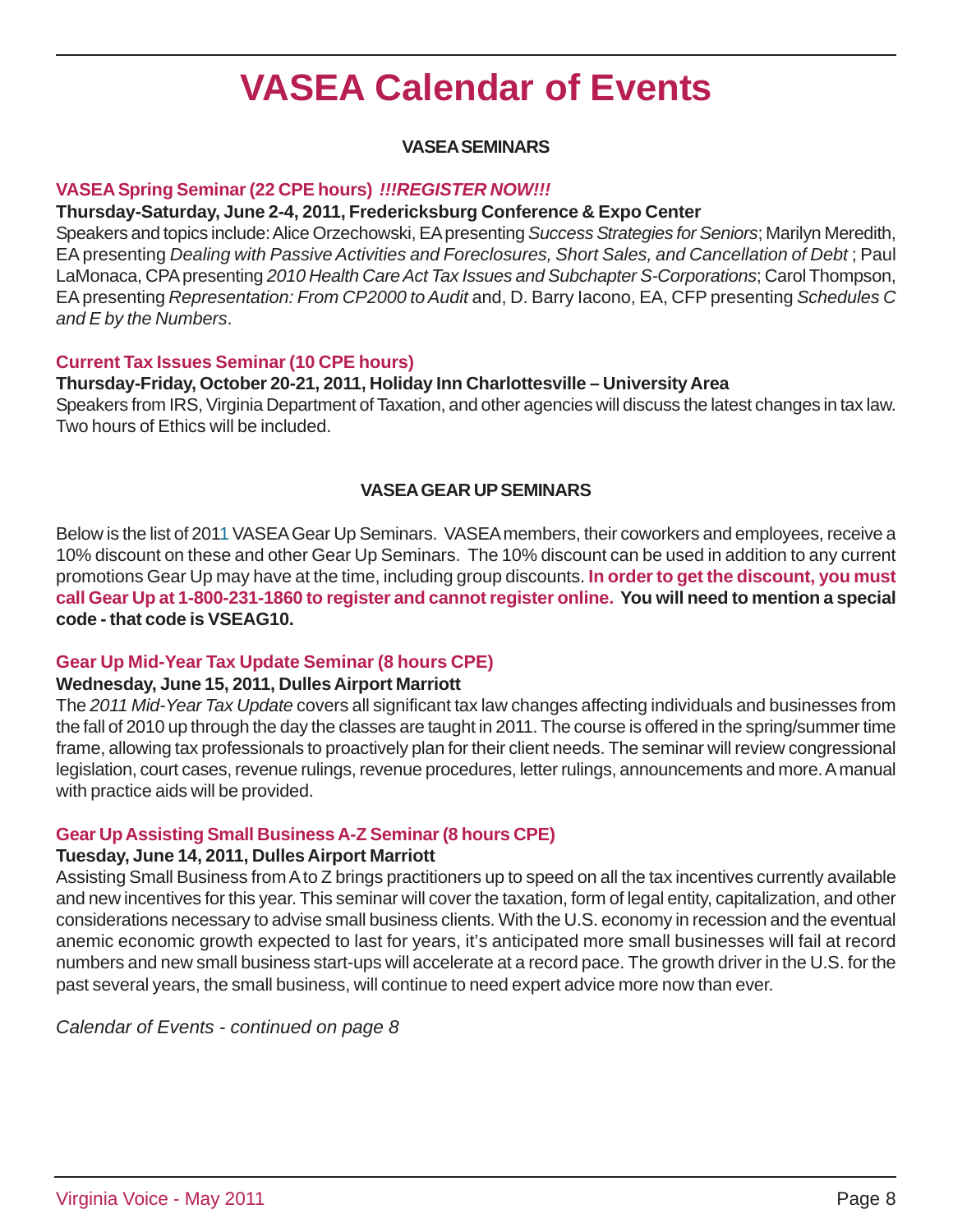# VASEA Calendar of Events

## VASEA SEMINARS

### VASEA Spring Seminar (22 CPE hours) *!!!REGISTER NOW!!!*

**Thursday-Saturday, June 2-4, 2011, Fredericksburg Conference & Expo Center**

Speakers and topics include: Alice Orzechowski, EA presenting *Success Strategies for Seniors*; Marilyn Meredith, EA presenting *Dealing with Passive Activities and Foreclosures, Short Sales, and Cancellation of Debt* ; Paul LaMonaca, CPA presenting *2010 Health Care Act Tax Issues and Subchapter S-Corporations*; Carol Thompson, EA presenting *Representation: From CP2000 to Audit* and, D. Barry Iacono, EA, CFP presenting *Schedules C and E by the Numbers*.

### Current Tax Issues Seminar (10 CPE hours)

**Thursday-Friday, October 20-21, 2011, Holiday Inn Charlottesville – University Area**

Speakers from IRS, Virginia Department of Taxation, and other agencies will discuss the latest changes in tax law. Two hours of Ethics will be included.

## VASEA GEAR UP SEMINARS

Below is the list of 2011 VASEA Gear Up Seminars. VASEA members, their coworkers and employees, receive a 10% discount on these and other Gear Up Seminars. The 10% discount can be used in addition to any current promotions Gear Up may have at the time, including group discounts. **In order to get the discount, you must call Gear Up at 1-800-231-1860 to register and cannot register online. You will need to mention a special code - that code is VSEAG10.**

### Gear Up Mid-Year Tax Update Seminar (8 hours CPE)

**Wednesday, June 15, 2011, Dulles Airport Marriott**

The *2011 Mid-Year Tax Update* covers all significant tax law changes affecting individuals and businesses from the fall of 2010 up through the day the classes are taught in 2011. The course is offered in the spring/summer time frame, allowing tax professionals to proactively plan for their client needs. The seminar will review congressional legislation, court cases, revenue rulings, revenue procedures, letter rulings, announcements and more. A manual with practice aids will be provided.

### Gear Up Assisting Small Business A-Z Seminar (8 hours CPE)

**Tuesday, June 14, 2011, Dulles Airport Marriott**

Assisting Small Business from A to Z brings practitioners up to speed on all the tax incentives currently available and new incentives for this year. This seminar will cover the taxation, form of legal entity, capitalization, and other considerations necessary to advise small business clients. With the U.S. economy in recession and the eventual anemic economic growth expected to last for years, it's anticipated more small businesses will fail at record numbers and new small business start-ups will accelerate at a record pace. The growth driver in the U.S. for the past several years, the small business, will continue to need expert advice more now than ever.

*Calendar of Events - continued on page 8*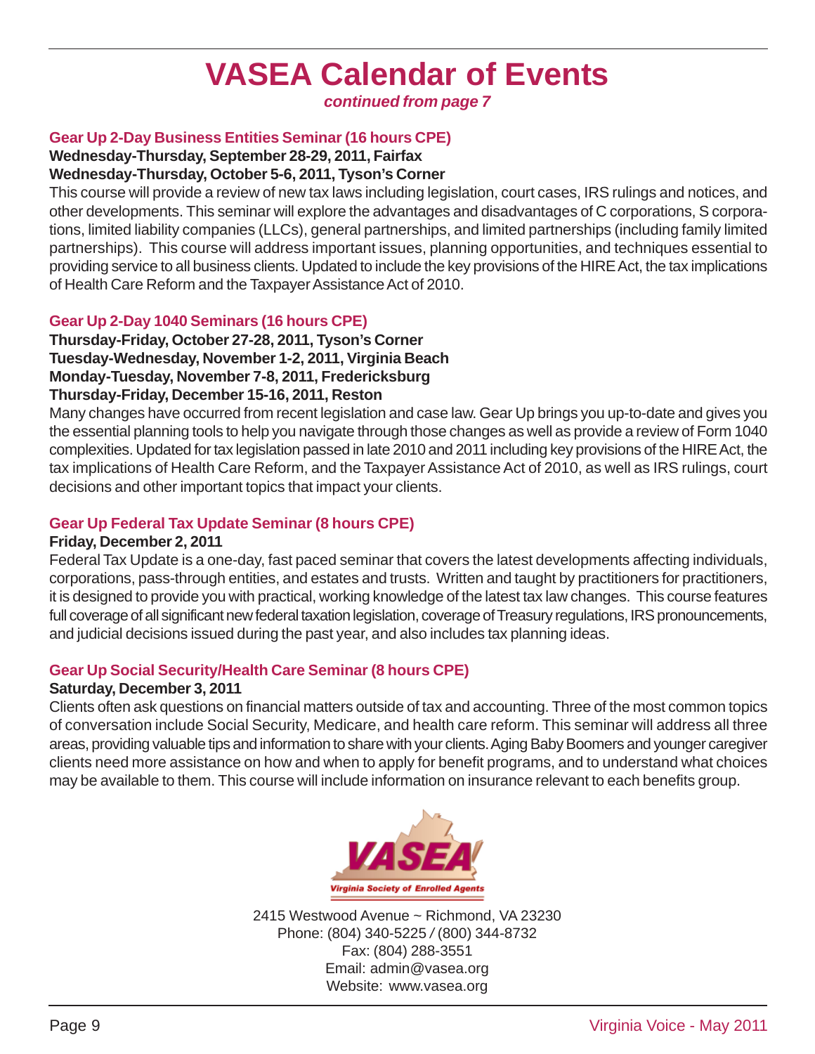# VASEA Calendar of Events

***continued from page 7***

### Gear Up 2-Day Business Entities Seminar (16 hours CPE)

**Wednesday-Thursday, September 28-29, 2011, Fairfax**
**Wednesday-Thursday, October 5-6, 2011, Tyson's Corner**

This course will provide a review of new tax laws including legislation, court cases, IRS rulings and notices, and other developments. This seminar will explore the advantages and disadvantages of C corporations, S corporations, limited liability companies (LLCs), general partnerships, and limited partnerships (including family limited partnerships). This course will address important issues, planning opportunities, and techniques essential to providing service to all business clients. Updated to include the key provisions of the HIRE Act, the tax implications of Health Care Reform and the Taxpayer Assistance Act of 2010.

### Gear Up 2-Day 1040 Seminars (16 hours CPE)

**Thursday-Friday, October 27-28, 2011, Tyson's Corner**
**Tuesday-Wednesday, November 1-2, 2011, Virginia Beach**
**Monday-Tuesday, November 7-8, 2011, Fredericksburg**
**Thursday-Friday, December 15-16, 2011, Reston**

Many changes have occurred from recent legislation and case law. Gear Up brings you up-to-date and gives you the essential planning tools to help you navigate through those changes as well as provide a review of Form 1040 complexities. Updated for tax legislation passed in late 2010 and 2011 including key provisions of the HIRE Act, the tax implications of Health Care Reform, and the Taxpayer Assistance Act of 2010, as well as IRS rulings, court decisions and other important topics that impact your clients.

### Gear Up Federal Tax Update Seminar (8 hours CPE)

**Friday, December 2, 2011**

Federal Tax Update is a one-day, fast paced seminar that covers the latest developments affecting individuals, corporations, pass-through entities, and estates and trusts. Written and taught by practitioners for practitioners, it is designed to provide you with practical, working knowledge of the latest tax law changes. This course features full coverage of all significant new federal taxation legislation, coverage of Treasury regulations, IRS pronouncements, and judicial decisions issued during the past year, and also includes tax planning ideas.

### Gear Up Social Security/Health Care Seminar (8 hours CPE)

**Saturday, December 3, 2011**

Clients often ask questions on financial matters outside of tax and accounting. Three of the most common topics of conversation include Social Security, Medicare, and health care reform. This seminar will address all three areas, providing valuable tips and information to share with your clients. Aging Baby Boomers and younger caregiver clients need more assistance on how and when to apply for benefit programs, and to understand what choices may be available to them. This course will include information on insurance relevant to each benefits group.

VASEA
Virginia Society of Enrolled Agents

2415 Westwood Avenue ~ Richmond, VA 23230
Phone: (804) 340-5225 / (800) 344-8732
Fax: (804) 288-3551
Email: admin@vasea.org
Website: www.vasea.org